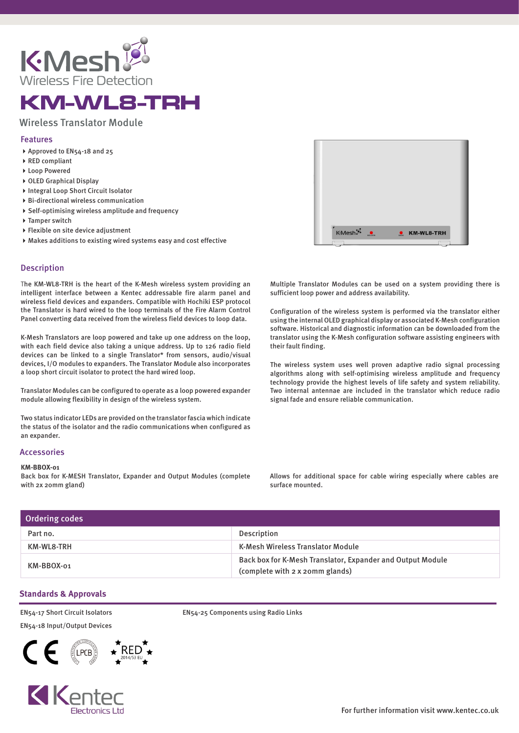# K-Mesh

Wireless Fire Detection

# KM-WL8-TRH

## Wireless Translator Module

### Features

- Approved to EN54-18 and 25
- RED compliant
- Loop Powered
- OLED Graphical Display
- Integral Loop Short Circuit Isolator
- Bi-directional wireless communication
- Self-optimising wireless amplitude and frequency
- Tamper switch
- Flexible on site device adjustment
- Makes additions to existing wired systems easy and cost effective

### Description

The KM-WL8-TRH is the heart of the K-Mesh wireless system providing an intelligent interface between a Kentec addressable fire alarm panel and wireless field devices and expanders. Compatible with Hochiki ESP protocol the Translator is hard wired to the loop terminals of the Fire Alarm Control Panel converting data received from the wireless field devices to loop data.

K-Mesh Translators are loop powered and take up one address on the loop, with each field device also taking a unique address. Up to 126 radio field devices can be linked to a single Translator* from sensors, audio/visual devices, I/O modules to expanders. The Translator Module also incorporates a loop short circuit isolator to protect the hard wired loop.

Translator Modules can be configured to operate as a loop powered expander module allowing flexibility in design of the wireless system.

Two status indicator LEDs are provided on the translator fascia which indicate the status of the isolator and the radio communications when configured as an expander.

Multiple Translator Modules can be used on a system providing there is sufficient loop power and address availability.

Configuration of the wireless system is performed via the translator either using the internal OLED graphical display or associated K-Mesh configuration software. Historical and diagnostic information can be downloaded from the translator using the K-Mesh configuration software assisting engineers with their fault finding.

The wireless system uses well proven adaptive radio signal processing algorithms along with self-optimising wireless amplitude and frequency technology provide the highest levels of life safety and system reliability. Two internal antennae are included in the translator which reduce radio signal fade and ensure reliable communication.

### Accessories

**KM-BBOX-01**
Back box for K-MESH Translator, Expander and Output Modules (complete with 2x 20mm gland)

Allows for additional space for cable wiring especially where cables are surface mounted.

### Ordering codes

| Part no. | Description |
|---|---|
| KM-WL8-TRH | K-Mesh Wireless Translator Module |
| KM-BBOX-01 | Back box for K-Mesh Translator, Expander and Output Module (complete with 2 x 20mm glands) |

### Standards & Approvals

EN54-17 Short Circuit Isolators

EN54-18 Input/Output Devices

EN54-25 Components using Radio Links

RED 2014/53 EU

Kentec Electronics Ltd

For further information visit www.kentec.co.uk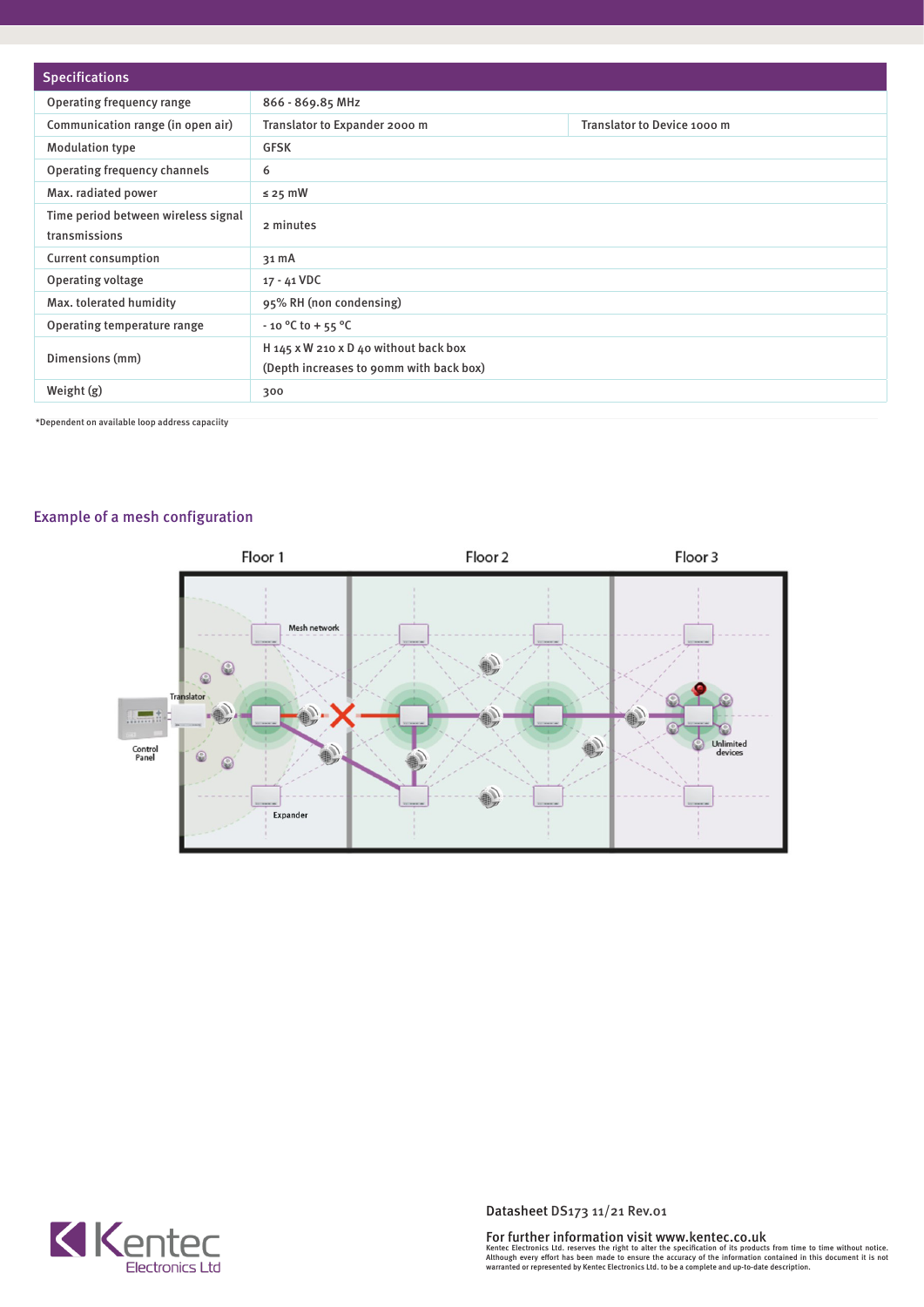## Specifications

| | | |
|---|---|---|
| Operating frequency range | 866 - 869.85 MHz | |
| Communication range (in open air) | Translator to Expander 2000 m | Translator to Device 1000 m |
| Modulation type | GFSK | |
| Operating frequency channels | 6 | |
| Max. radiated power | ≤ 25 mW | |
| Time period between wireless signal transmissions | 2 minutes | |
| Current consumption | 31 mA | |
| Operating voltage | 17 - 41 VDC | |
| Max. tolerated humidity | 95% RH (non condensing) | |
| Operating temperature range | - 10 °C to + 55 °C | |
| Dimensions (mm) | H 145 x W 210 x D 40 without back box<br>(Depth increases to 90mm with back box) | |
| Weight (g) | 300 | |

*Dependent on available loop address capacity

## Example of a mesh configuration

Floor 1

Floor 2

Floor 3

Mesh network

Translator

Control Panel

Expander

Unlimited devices

Datasheet DS173 11/21 Rev.01

For further information visit www.kentec.co.uk

Kentec Electronics Ltd. reserves the right to alter the specification of its products from time to time without notice. Although every effort has been made to ensure the accuracy of the information contained in this document it is not warranted or represented by Kentec Electronics Ltd. to be a complete and up-to-date description.

Kentec Electronics Ltd